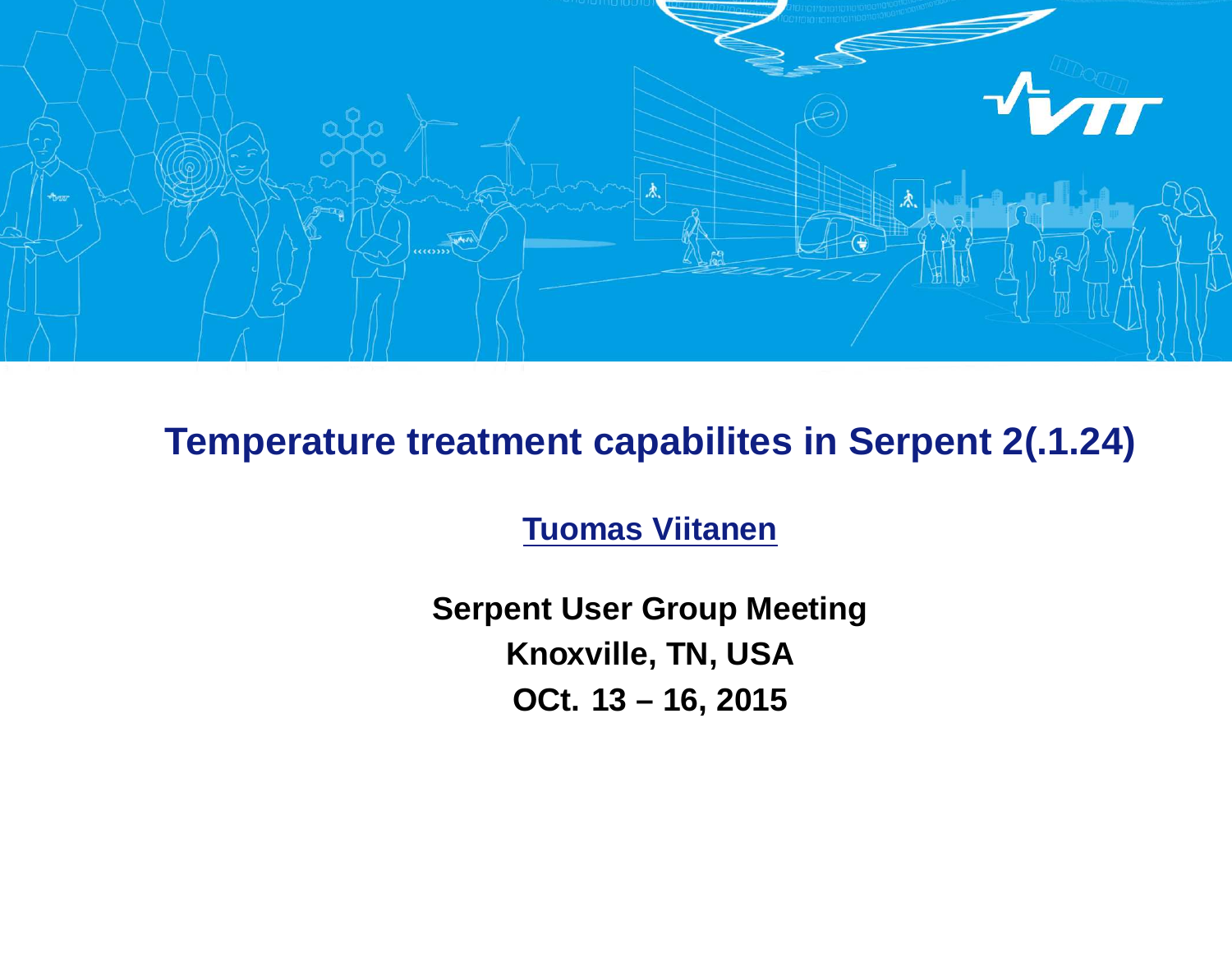# Temperature treatment capabilites in Serpent 2(.1.24)

**Tuomas Viitanen**

**Serpent User Group Meeting**

**Knoxville, TN, USA**

**OCt. 13 – 16, 2015**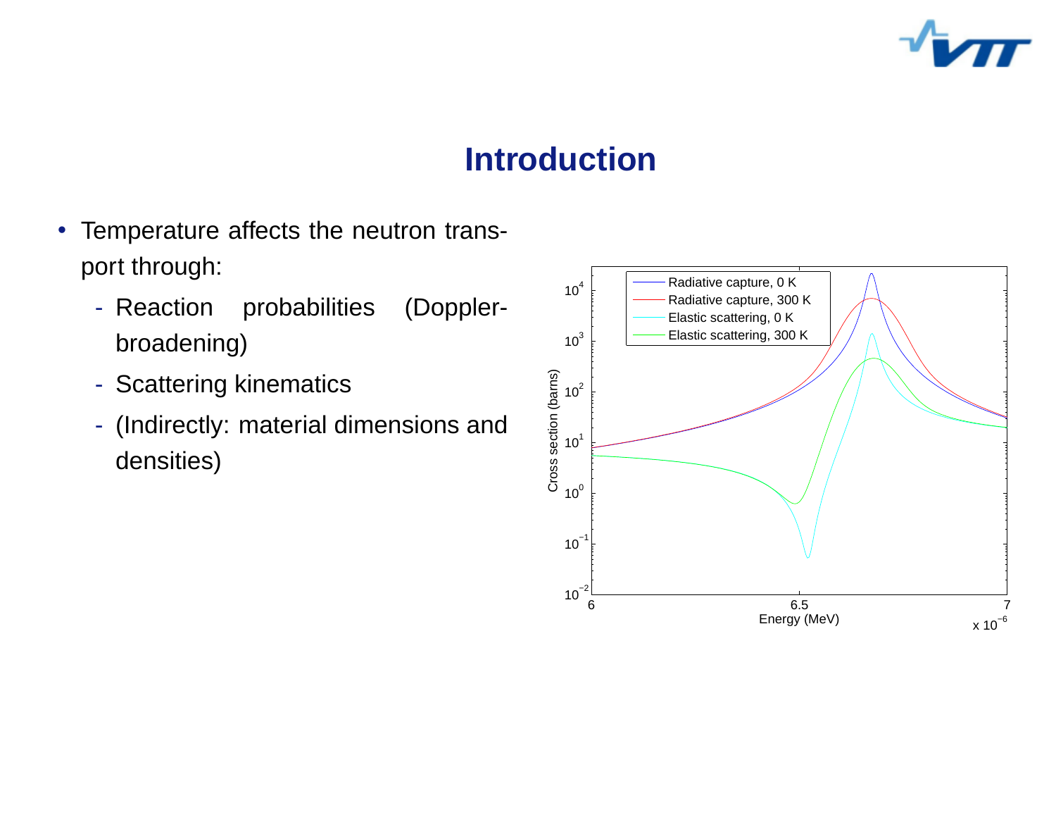# Introduction

- Temperature affects the neutron transport through:
  - Reaction probabilities (Doppler-broadening)
  - Scattering kinematics
  - (Indirectly: material dimensions and densities)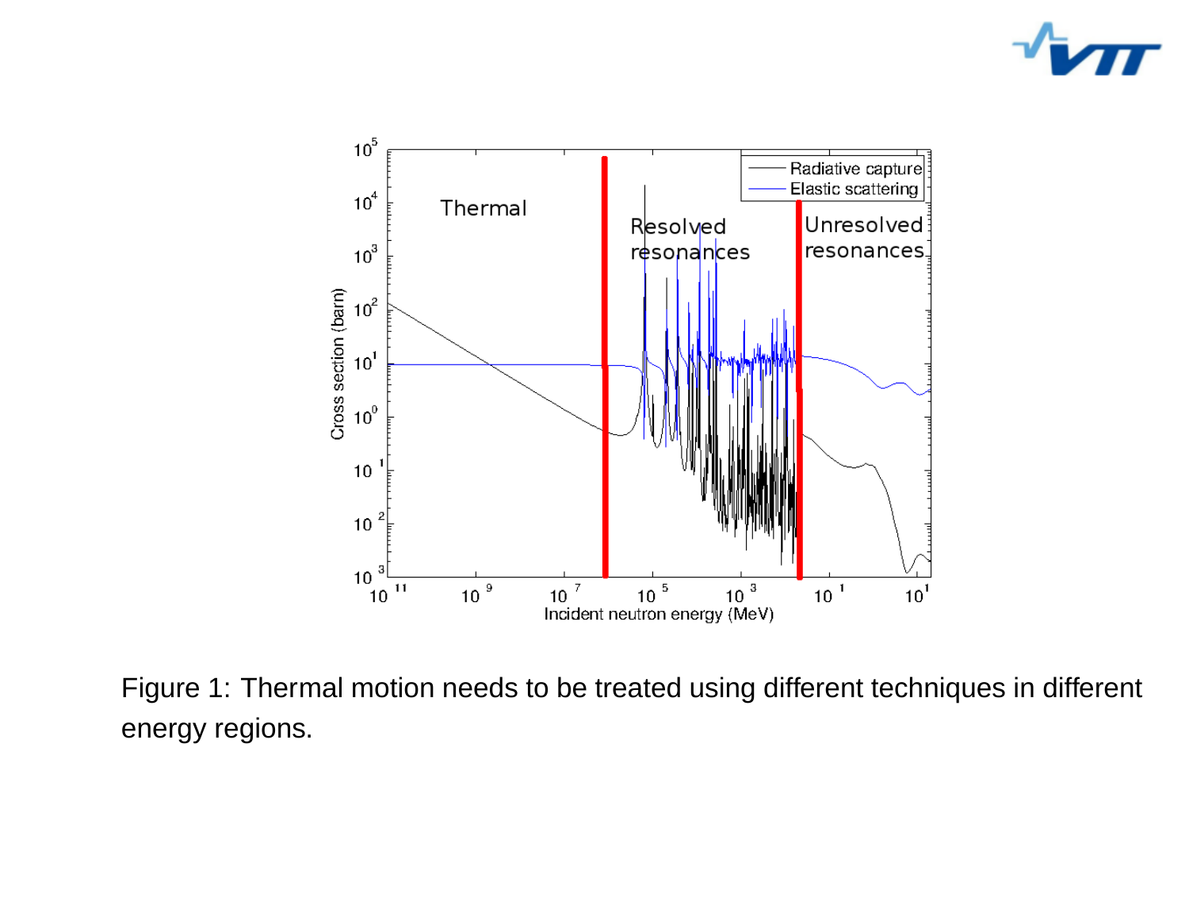Figure 1: Thermal motion needs to be treated using different techniques in different energy regions.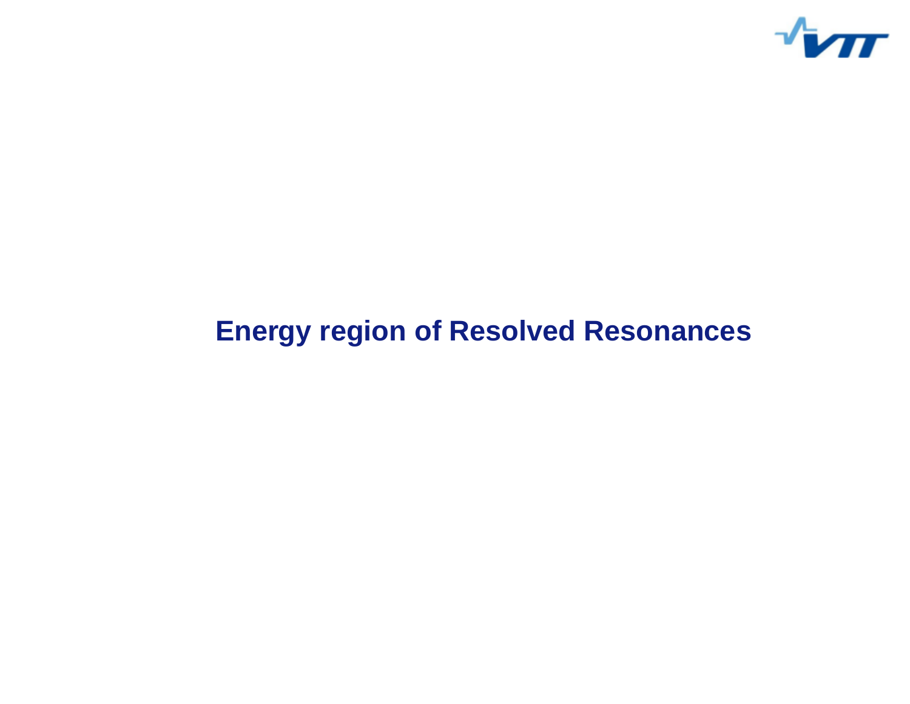# Energy region of Resolved Resonances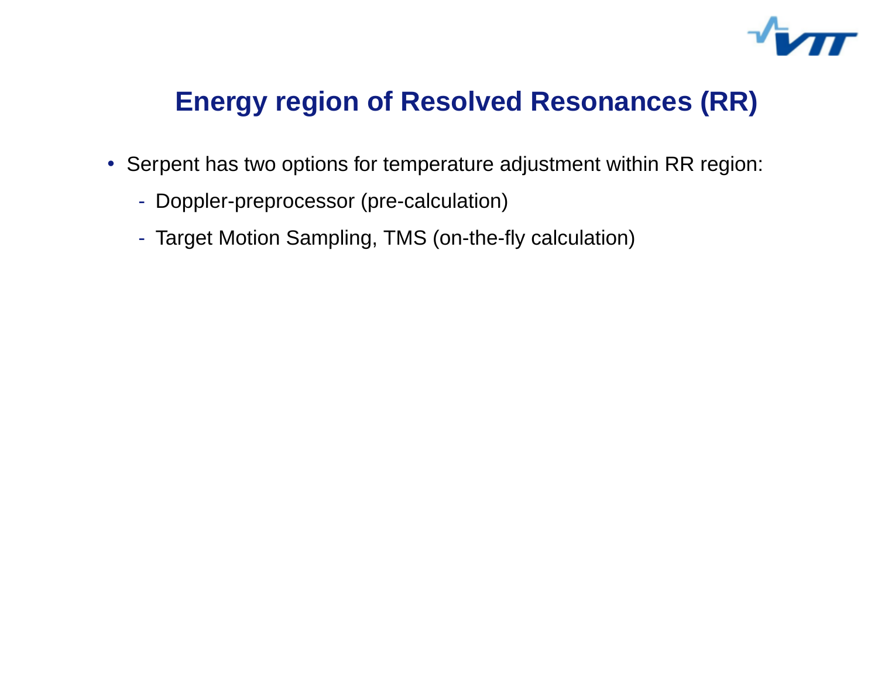# Energy region of Resolved Resonances (RR)

- Serpent has two options for temperature adjustment within RR region:
  - Doppler-preprocessor (pre-calculation)
  - Target Motion Sampling, TMS (on-the-fly calculation)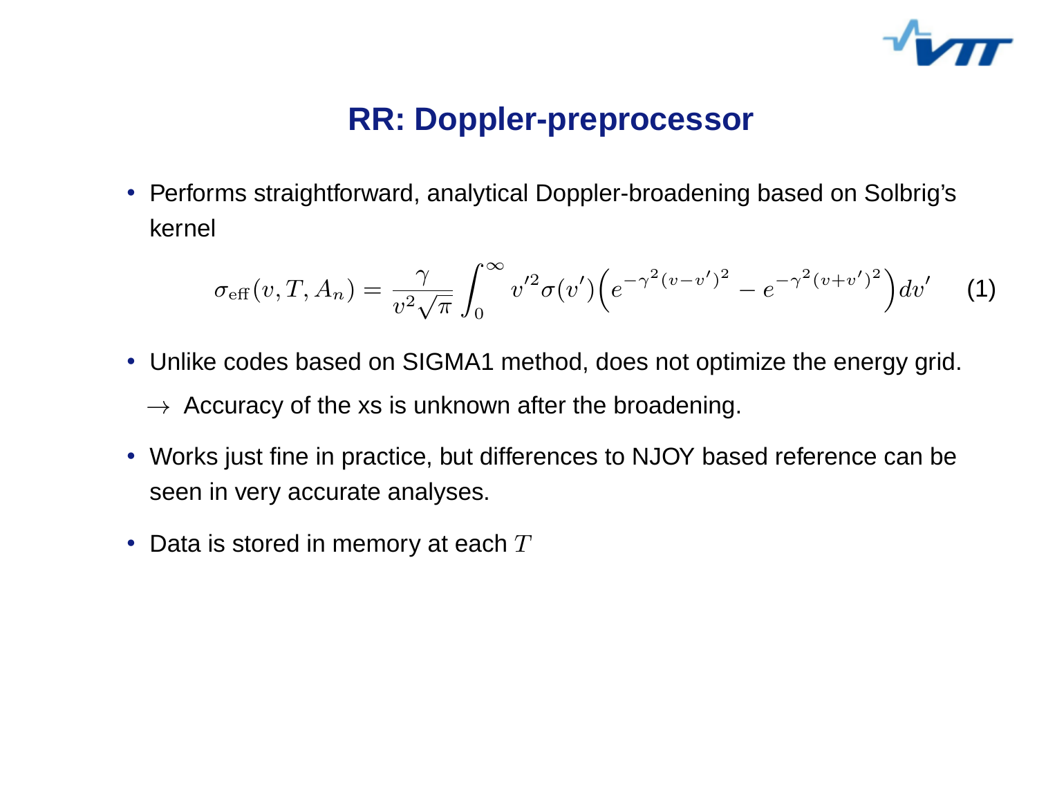# RR: Doppler-preprocessor

- Performs straightforward, analytical Doppler-broadening based on Solbrig's kernel

$$\sigma_{\text{eff}}(v, T, A_n) = \frac{\gamma}{v^2\sqrt{\pi}} \int_0^\infty v'^2 \sigma(v') \Big( e^{-\gamma^2 (v - v')^2} - e^{-\gamma^2 (v + v')^2} \Big) dv' \qquad (1)$$

- Unlike codes based on SIGMA1 method, does not optimize the energy grid.
  $\rightarrow$ Accuracy of the xs is unknown after the broadening.
- Works just fine in practice, but differences to NJOY based reference can be seen in very accurate analyses.
- Data is stored in memory at each $T$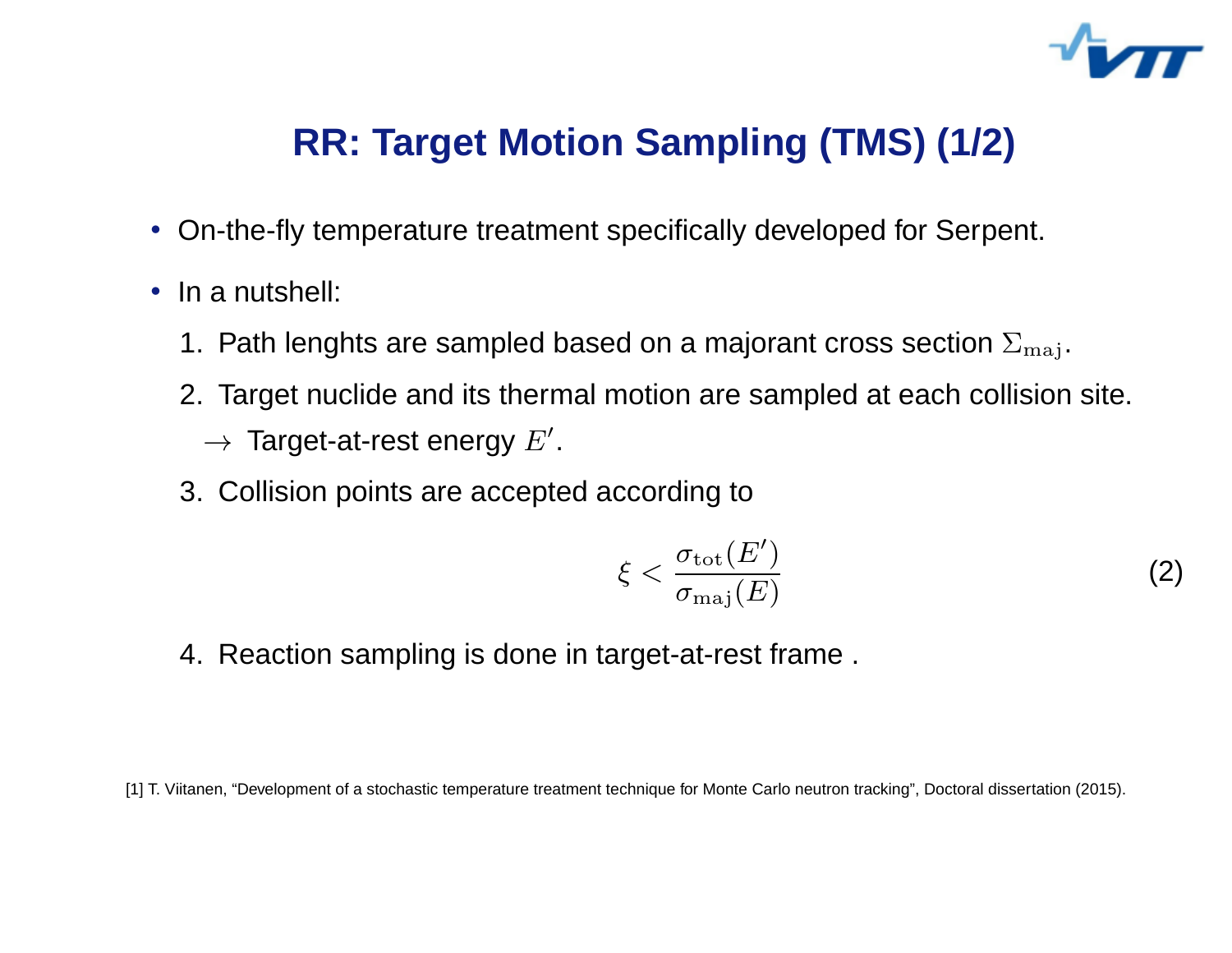# RR: Target Motion Sampling (TMS) (1/2)

- On-the-fly temperature treatment specifically developed for Serpent.
- In a nutshell:
  1. Path lenghts are sampled based on a majorant cross section $\Sigma_{\mathrm{maj}}$.
  2. Target nuclide and its thermal motion are sampled at each collision site.
     $\rightarrow$ Target-at-rest energy $E'$.
  3. Collision points are accepted according to

$$\xi < \frac{\sigma_{\mathrm{tot}}(E')}{\sigma_{\mathrm{maj}}(E)} \tag{2}$$

  4. Reaction sampling is done in target-at-rest frame .

[1] T. Viitanen, "Development of a stochastic temperature treatment technique for Monte Carlo neutron tracking", Doctoral dissertation (2015).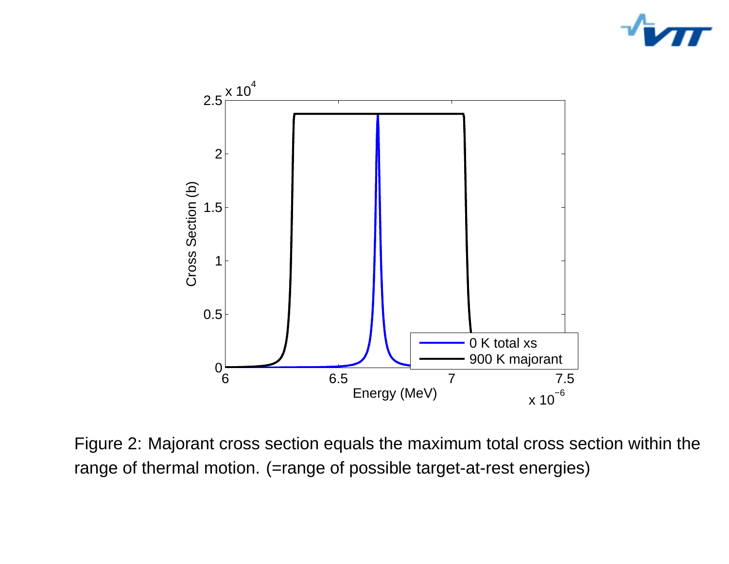Figure 2: Majorant cross section equals the maximum total cross section within the range of thermal motion. (=range of possible target-at-rest energies)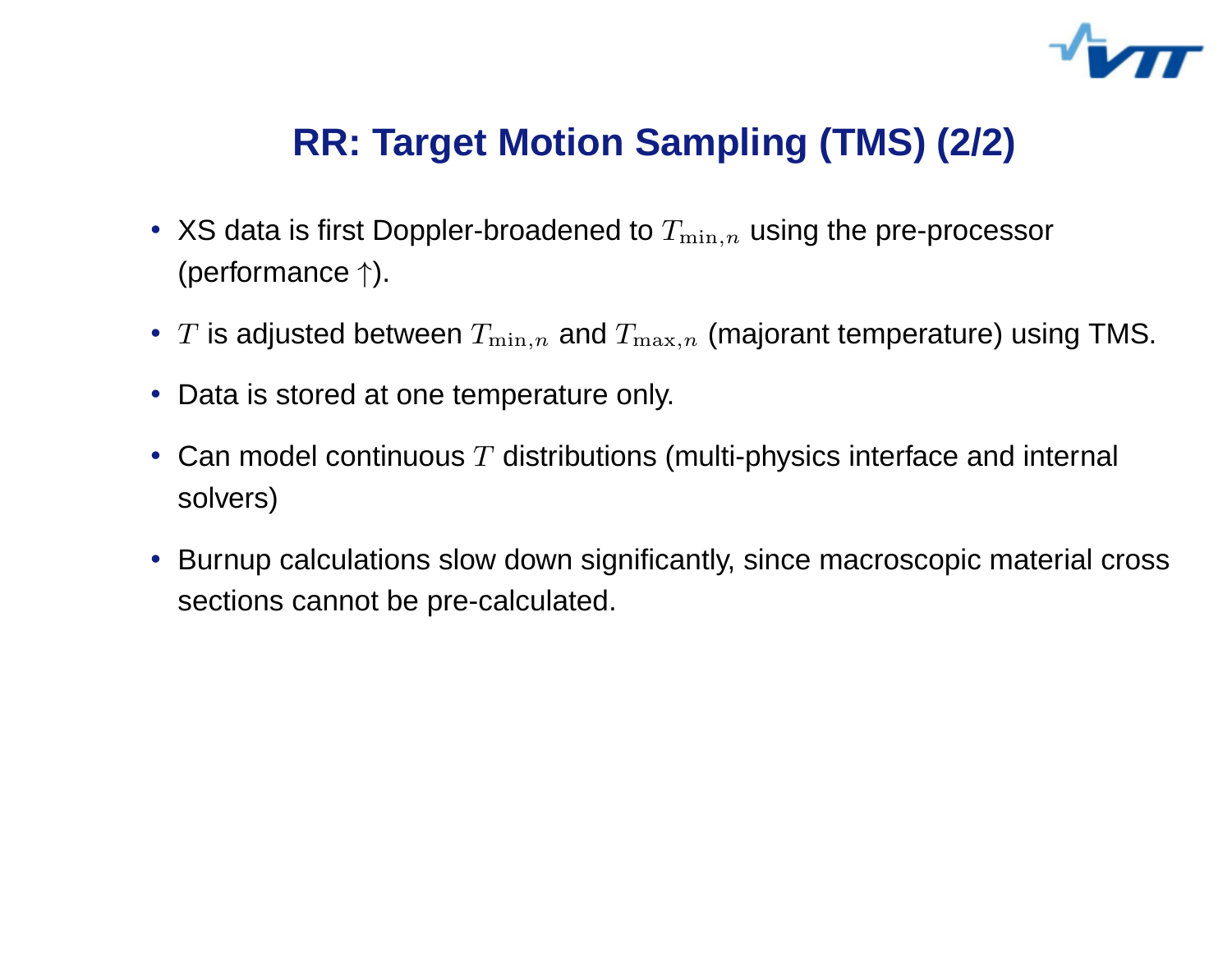# RR: Target Motion Sampling (TMS) (2/2)

- XS data is first Doppler-broadened to $T_{\min,n}$ using the pre-processor (performance $\uparrow$).
- $T$ is adjusted between $T_{\min,n}$ and $T_{\max,n}$ (majorant temperature) using TMS.
- Data is stored at one temperature only.
- Can model continuous $T$ distributions (multi-physics interface and internal solvers)
- Burnup calculations slow down significantly, since macroscopic material cross sections cannot be pre-calculated.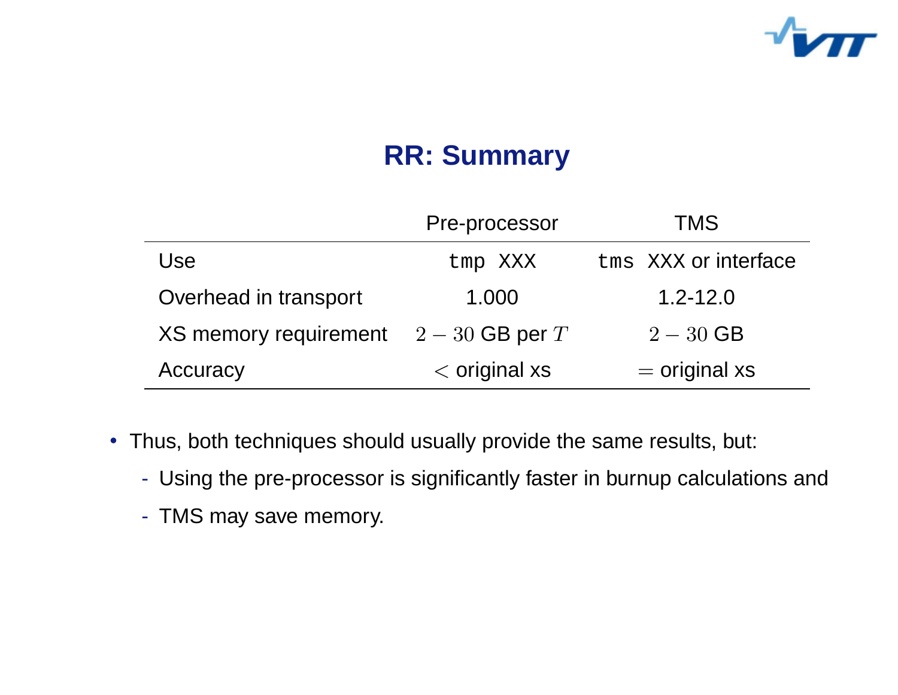# RR: Summary

| | Pre-processor | TMS |
|---|---|---|
| Use | `tmp XXX` | `tms XXX` or interface |
| Overhead in transport | 1.000 | 1.2-12.0 |
| XS memory requirement | $2-30$ GB per $T$ | $2-30$ GB |
| Accuracy | $<$ original xs | $=$ original xs |

- Thus, both techniques should usually provide the same results, but:
  - Using the pre-processor is significantly faster in burnup calculations and
  - TMS may save memory.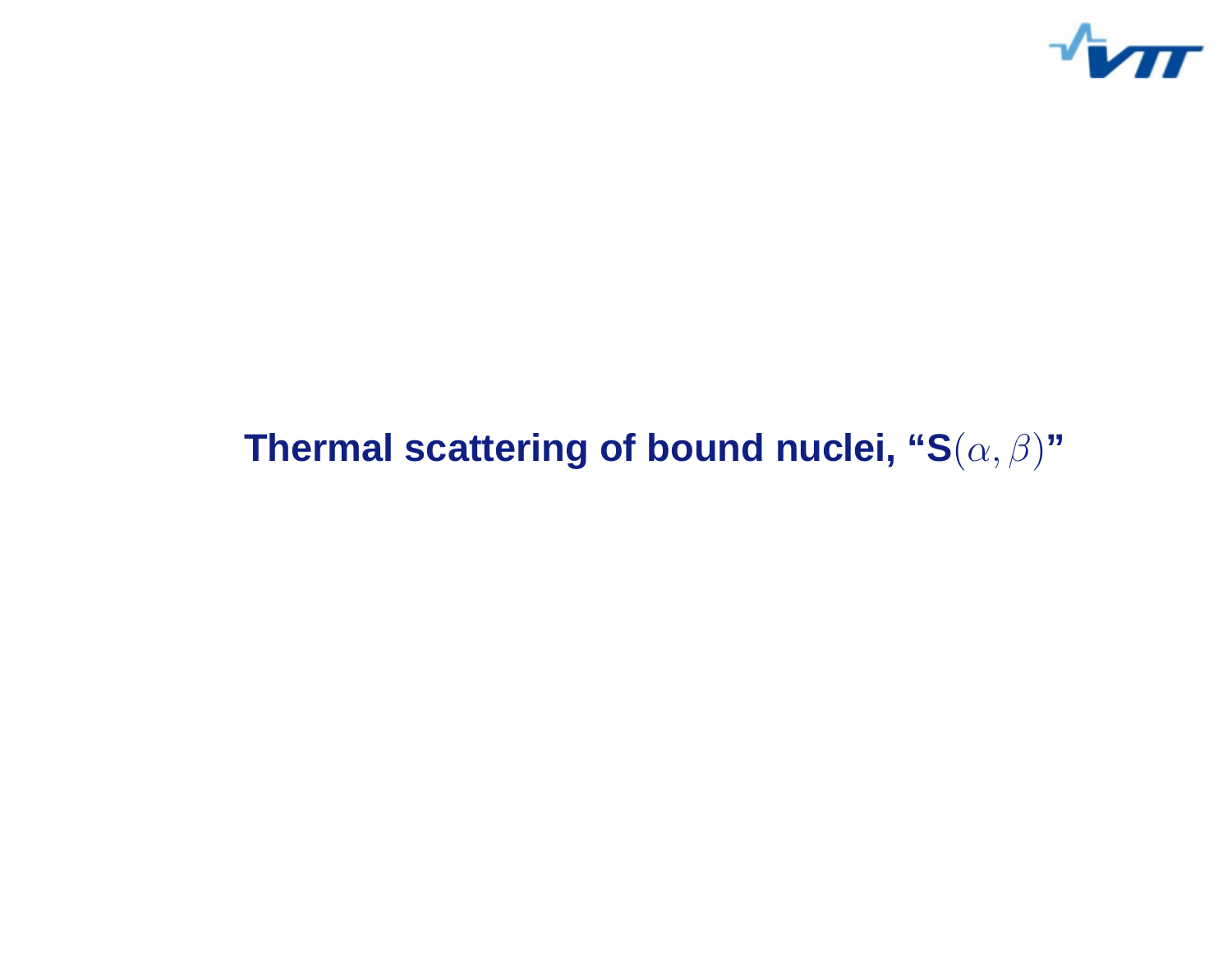# Thermal scattering of bound nuclei, “S$(\alpha, \beta)$”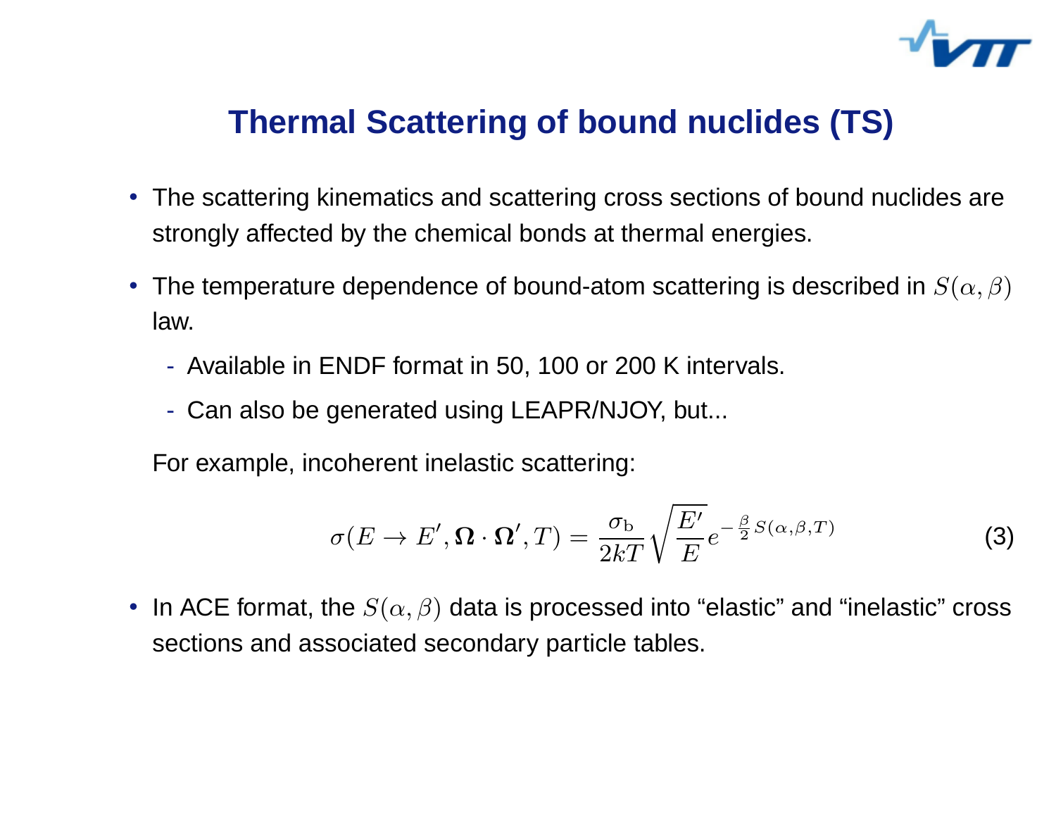# Thermal Scattering of bound nuclides (TS)

- The scattering kinematics and scattering cross sections of bound nuclides are strongly affected by the chemical bonds at thermal energies.
- The temperature dependence of bound-atom scattering is described in $S(\alpha, \beta)$ law.
  - Available in ENDF format in 50, 100 or 200 K intervals.
  - Can also be generated using LEAPR/NJOY, but...

  For example, incoherent inelastic scattering:

$$\sigma(E \to E', \mathbf{\Omega} \cdot \mathbf{\Omega}', T) = \frac{\sigma_{\mathrm{b}}}{2kT} \sqrt{\frac{E'}{E}} e^{-\frac{\beta}{2} S(\alpha,\beta,T)} \tag{3}$$

- In ACE format, the $S(\alpha, \beta)$ data is processed into "elastic" and "inelastic" cross sections and associated secondary particle tables.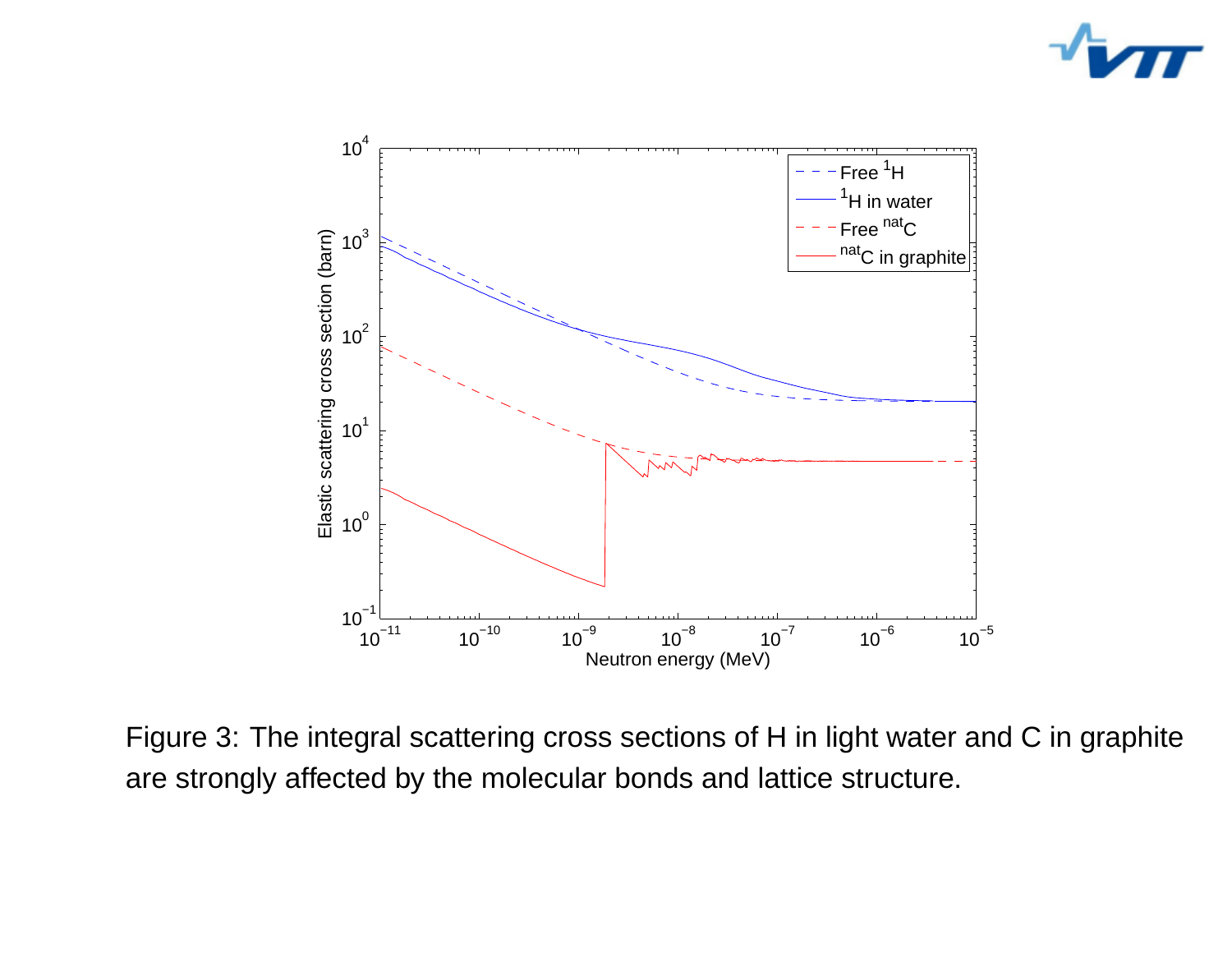Figure 3: The integral scattering cross sections of H in light water and C in graphite are strongly affected by the molecular bonds and lattice structure.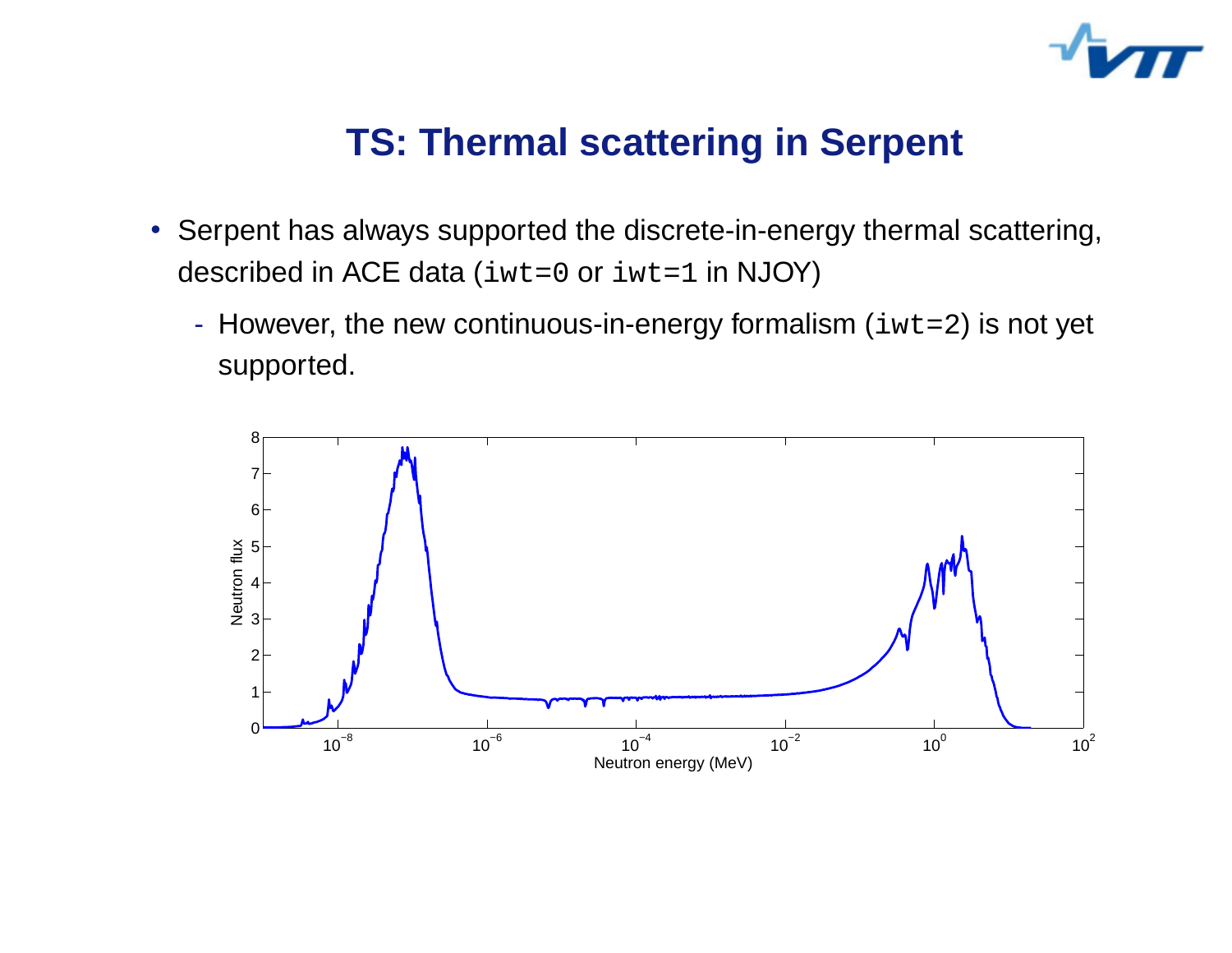# TS: Thermal scattering in Serpent

- Serpent has always supported the discrete-in-energy thermal scattering, described in ACE data (`iwt=0` or `iwt=1` in NJOY)
  - However, the new continuous-in-energy formalism (`iwt=2`) is not yet supported.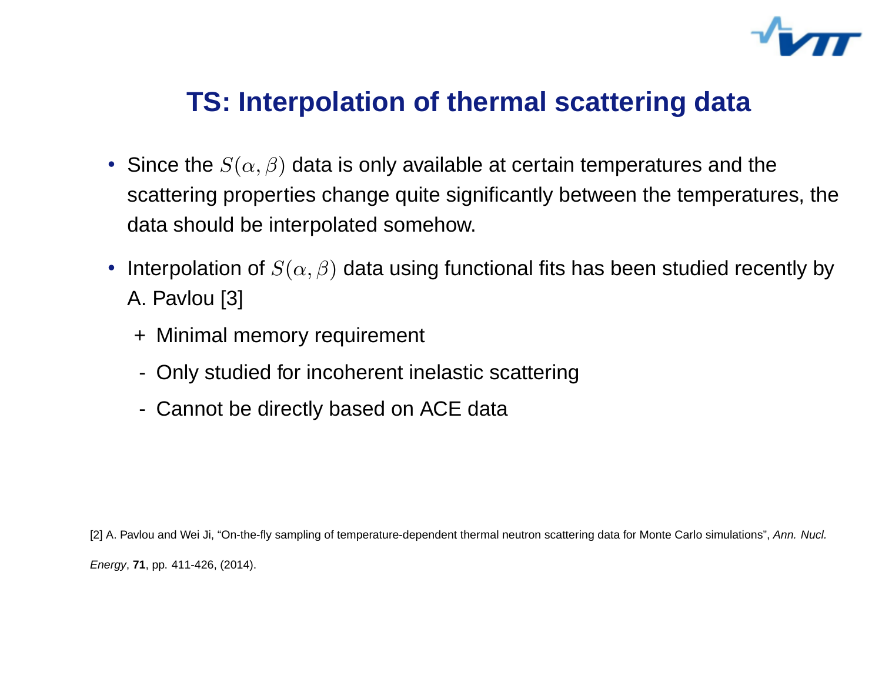# TS: Interpolation of thermal scattering data

- Since the $S(\alpha, \beta)$ data is only available at certain temperatures and the scattering properties change quite significantly between the temperatures, the data should be interpolated somehow.
- Interpolation of $S(\alpha, \beta)$ data using functional fits has been studied recently by A. Pavlou [3]
  - \+ Minimal memory requirement
  - \- Only studied for incoherent inelastic scattering
  - \- Cannot be directly based on ACE data

[2] A. Pavlou and Wei Ji, "On-the-fly sampling of temperature-dependent thermal neutron scattering data for Monte Carlo simulations", *Ann. Nucl. Energy*, **71**, pp. 411-426, (2014).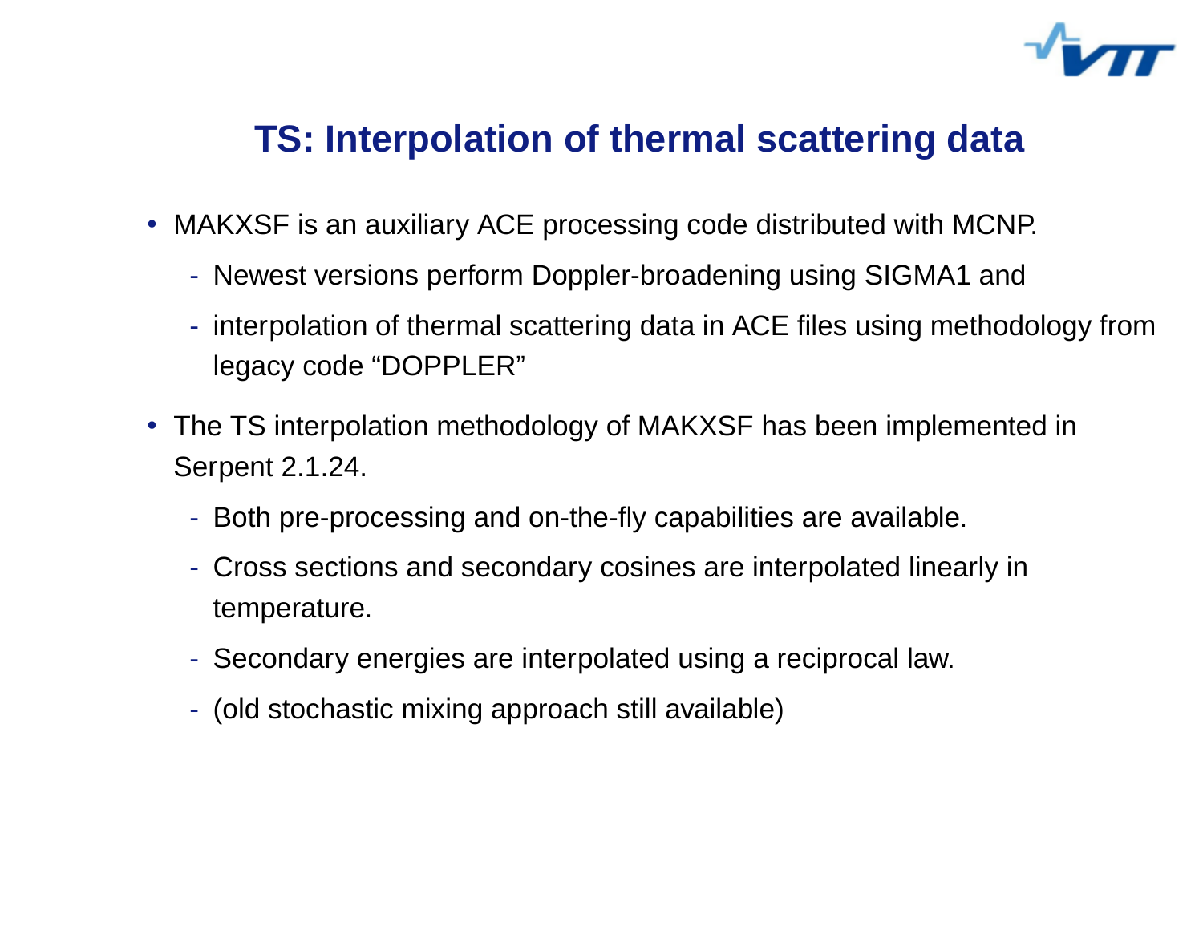# TS: Interpolation of thermal scattering data

- MAKXSF is an auxiliary ACE processing code distributed with MCNP.
  - Newest versions perform Doppler-broadening using SIGMA1 and
  - interpolation of thermal scattering data in ACE files using methodology from legacy code “DOPPLER”
- The TS interpolation methodology of MAKXSF has been implemented in Serpent 2.1.24.
  - Both pre-processing and on-the-fly capabilities are available.
  - Cross sections and secondary cosines are interpolated linearly in temperature.
  - Secondary energies are interpolated using a reciprocal law.
  - (old stochastic mixing approach still available)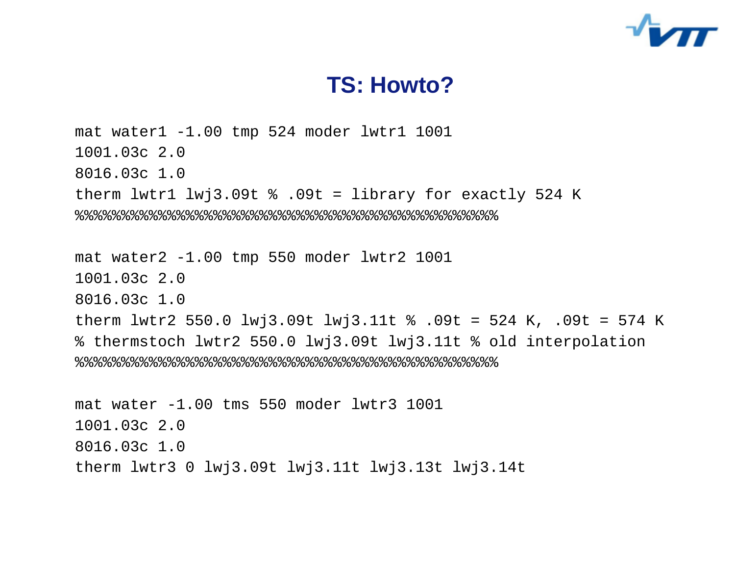# TS: Howto?

```
mat water1 -1.00 tmp 524 moder lwtr1 1001
1001.03c 2.0
8016.03c 1.0
therm lwtr1 lwj3.09t % .09t = library for exactly 524 K
%%%%%%%%%%%%%%%%%%%%%%%%%%%%%%%%%%%%%%%%%%%%

mat water2 -1.00 tmp 550 moder lwtr2 1001
1001.03c 2.0
8016.03c 1.0
therm lwtr2 550.0 lwj3.09t lwj3.11t % .09t = 524 K, .09t = 574 K
% thermstoch lwtr2 550.0 lwj3.09t lwj3.11t % old interpolation
%%%%%%%%%%%%%%%%%%%%%%%%%%%%%%%%%%%%%%%%%%%%

mat water -1.00 tms 550 moder lwtr3 1001
1001.03c 2.0
8016.03c 1.0
therm lwtr3 0 lwj3.09t lwj3.11t lwj3.13t lwj3.14t
```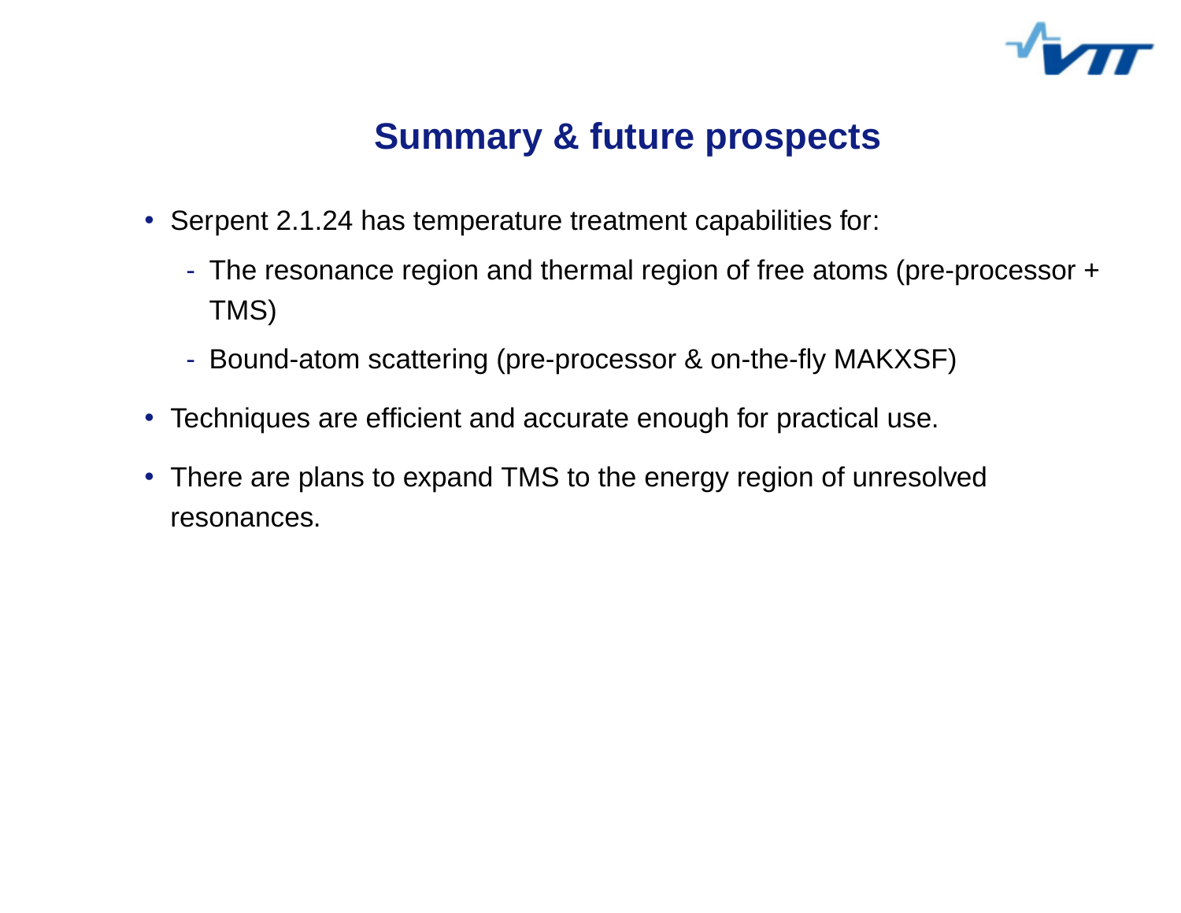# Summary & future prospects

- Serpent 2.1.24 has temperature treatment capabilities for:
  - The resonance region and thermal region of free atoms (pre-processor + TMS)
  - Bound-atom scattering (pre-processor & on-the-fly MAKXSF)
- Techniques are efficient and accurate enough for practical use.
- There are plans to expand TMS to the energy region of unresolved resonances.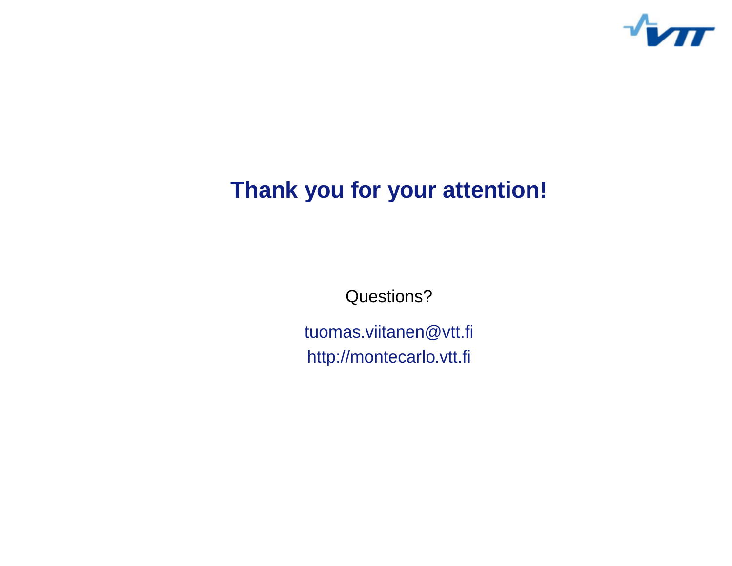# Thank you for your attention!

Questions?

tuomas.viitanen@vtt.fi
http://montecarlo.vtt.fi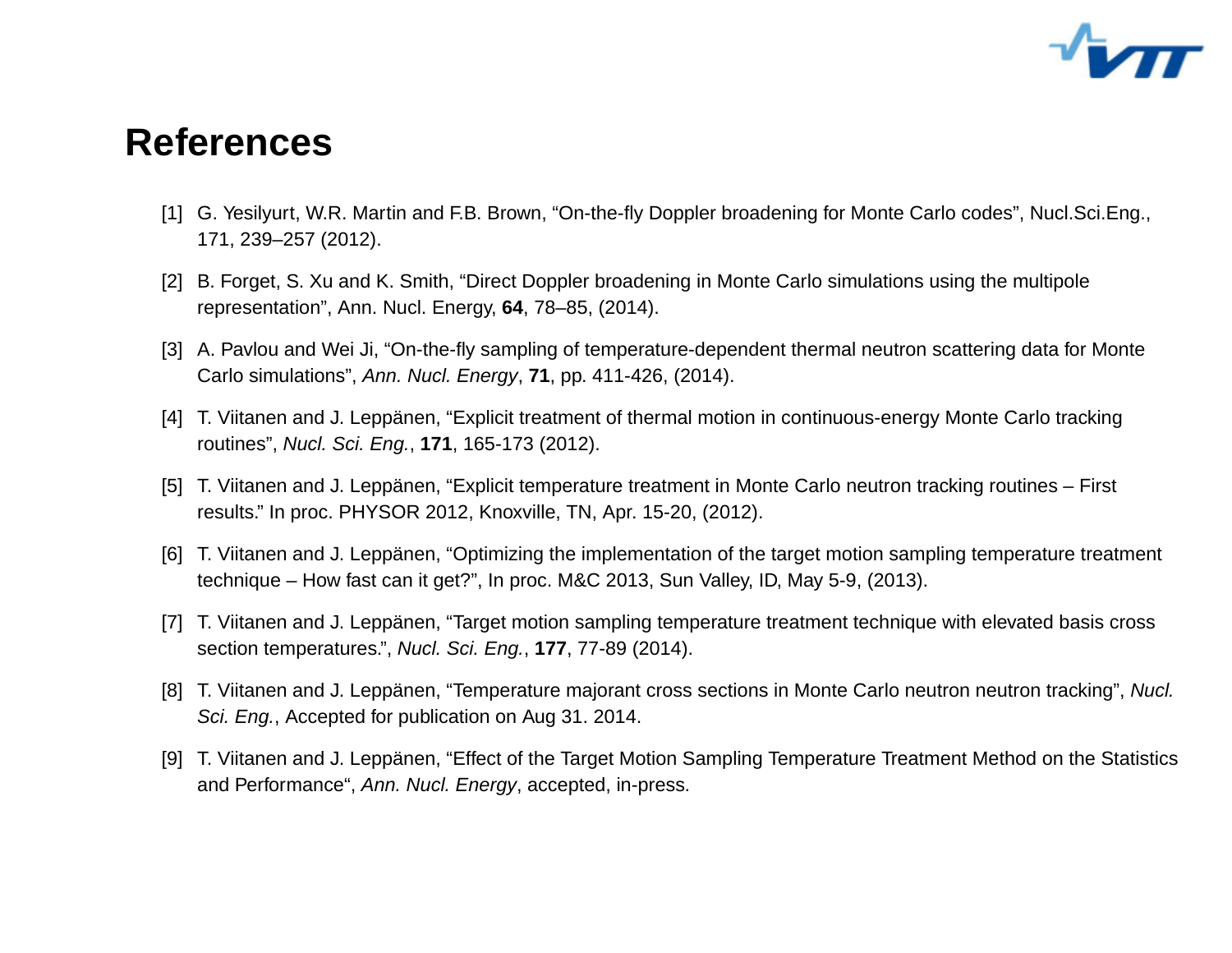# References

[1] G. Yesilyurt, W.R. Martin and F.B. Brown, "On-the-fly Doppler broadening for Monte Carlo codes", Nucl.Sci.Eng., 171, 239–257 (2012).

[2] B. Forget, S. Xu and K. Smith, "Direct Doppler broadening in Monte Carlo simulations using the multipole representation", Ann. Nucl. Energy, **64**, 78–85, (2014).

[3] A. Pavlou and Wei Ji, "On-the-fly sampling of temperature-dependent thermal neutron scattering data for Monte Carlo simulations", *Ann. Nucl. Energy*, **71**, pp. 411-426, (2014).

[4] T. Viitanen and J. Leppänen, "Explicit treatment of thermal motion in continuous-energy Monte Carlo tracking routines", *Nucl. Sci. Eng.*, **171**, 165-173 (2012).

[5] T. Viitanen and J. Leppänen, "Explicit temperature treatment in Monte Carlo neutron tracking routines – First results." In proc. PHYSOR 2012, Knoxville, TN, Apr. 15-20, (2012).

[6] T. Viitanen and J. Leppänen, "Optimizing the implementation of the target motion sampling temperature treatment technique – How fast can it get?", In proc. M&C 2013, Sun Valley, ID, May 5-9, (2013).

[7] T. Viitanen and J. Leppänen, "Target motion sampling temperature treatment technique with elevated basis cross section temperatures.", *Nucl. Sci. Eng.*, **177**, 77-89 (2014).

[8] T. Viitanen and J. Leppänen, "Temperature majorant cross sections in Monte Carlo neutron neutron tracking", *Nucl. Sci. Eng.*, Accepted for publication on Aug 31. 2014.

[9] T. Viitanen and J. Leppänen, "Effect of the Target Motion Sampling Temperature Treatment Method on the Statistics and Performance", *Ann. Nucl. Energy*, accepted, in-press.